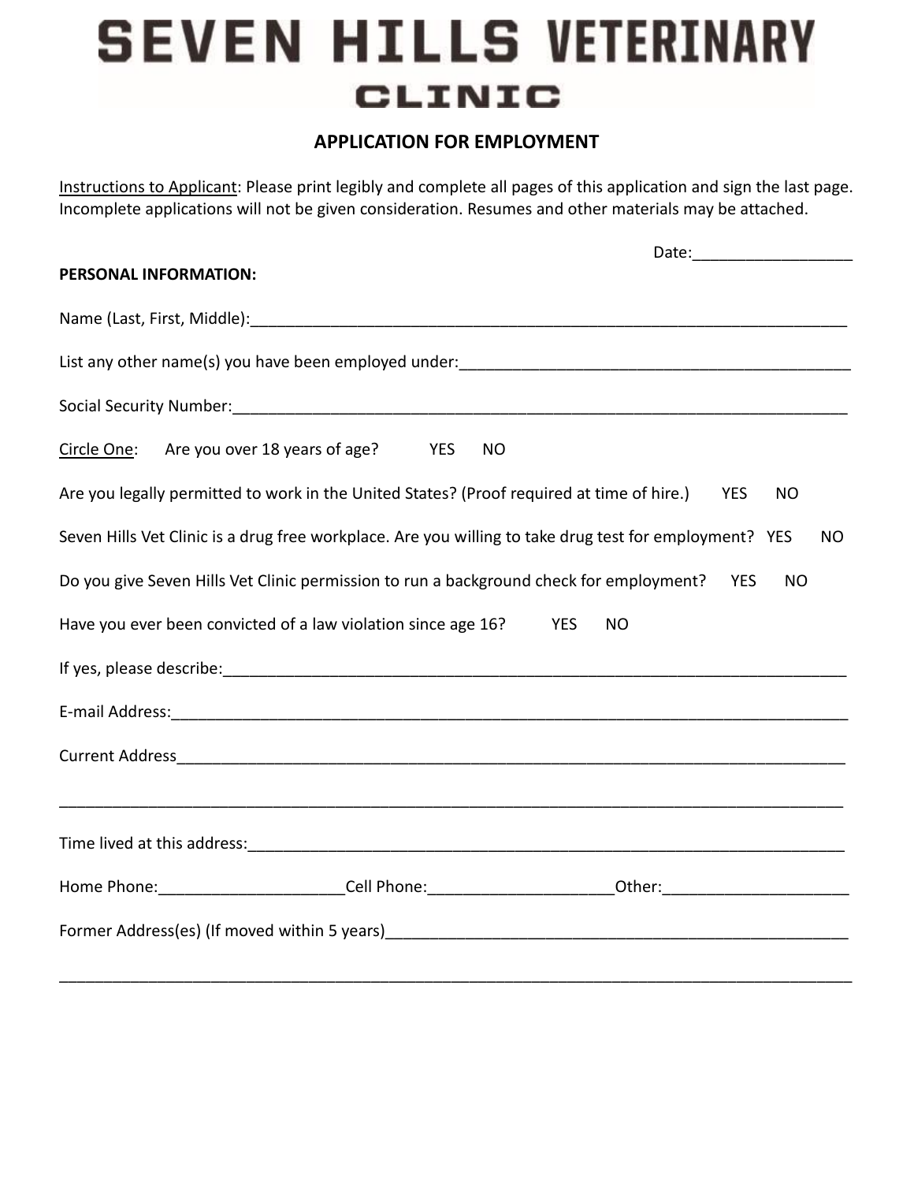# SEVEN HILLS VETERINARY CLINIC

## APPLICATION FOR EMPLOYMENT

Instructions to Applicant: Please print legibly and complete all pages of this application and sign the last page. Incomplete applications will not be given consideration. Resumes and other materials may be attached.

Date:__________________

**PERSONAL INFORMATION:**

Name (Last, First, Middle):______________________________________________________________________

List any other name(s) you have been employed under:_____________________________________________

Social Security Number:__________________________________________________________________________

Circle One: Are you over 18 years of age? YES NO

Are you legally permitted to work in the United States? (Proof required at time of hire.) YES NO

Seven Hills Vet Clinic is a drug free workplace. Are you willing to take drug test for employment? YES NO

Do you give Seven Hills Vet Clinic permission to run a background check for employment? YES NO

Have you ever been convicted of a law violation since age 16? YES NO

If yes, please describe:___________________________________________________________________________

E-mail Address:_________________________________________________________________________________

Current Address_________________________________________________________________________________

______________________________________________________________________________________________

Time lived at this address:________________________________________________________________________

Home Phone:_____________________Cell Phone:_____________________Other:_____________________

Former Address(es) (If moved within 5 years)_______________________________________________________

______________________________________________________________________________________________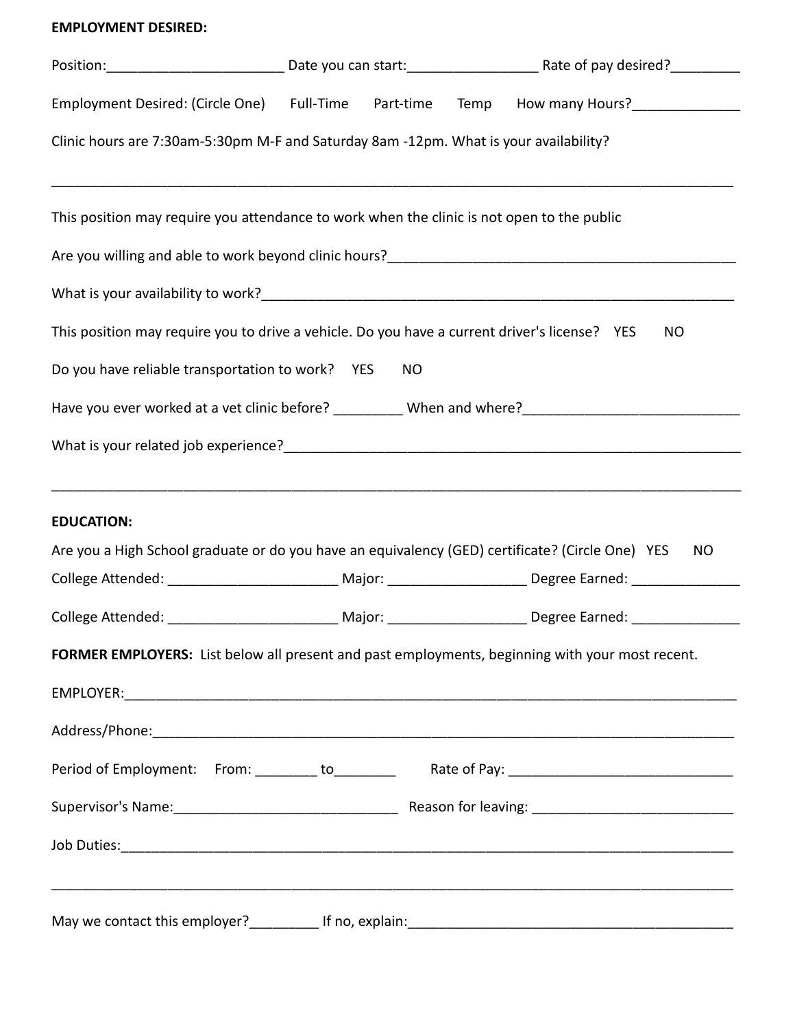**EMPLOYMENT DESIRED:**

Position:______________________ Date you can start:________________ Rate of pay desired?_________

Employment Desired: (Circle One) Full-Time Part-time Temp How many Hours?_____________

Clinic hours are 7:30am-5:30pm M-F and Saturday 8am -12pm. What is your availability?

_______________________________________________________________________________

This position may require you attendance to work when the clinic is not open to the public

Are you willing and able to work beyond clinic hours?___________________________________________

What is your availability to work?_________________________________________________________

This position may require you to drive a vehicle. Do you have a current driver's license? YES NO

Do you have reliable transportation to work? YES NO

Have you ever worked at a vet clinic before? _________ When and where?___________________________

What is your related job experience?_______________________________________________________

_______________________________________________________________________________

**EDUCATION:**

Are you a High School graduate or do you have an equivalency (GED) certificate? (Circle One) YES NO

College Attended: ______________________ Major: _________________ Degree Earned: _____________

College Attended: ______________________ Major: _________________ Degree Earned: _____________

**FORMER EMPLOYERS:** List below all present and past employments, beginning with your most recent.

EMPLOYER:____________________________________________________________________________

Address/Phone:_________________________________________________________________________

Period of Employment: From: ________ to________ Rate of Pay: ____________________________

Supervisor's Name:____________________________ Reason for leaving: __________________________

Job Duties:____________________________________________________________________________

_______________________________________________________________________________

May we contact this employer?_________ If no, explain:_________________________________________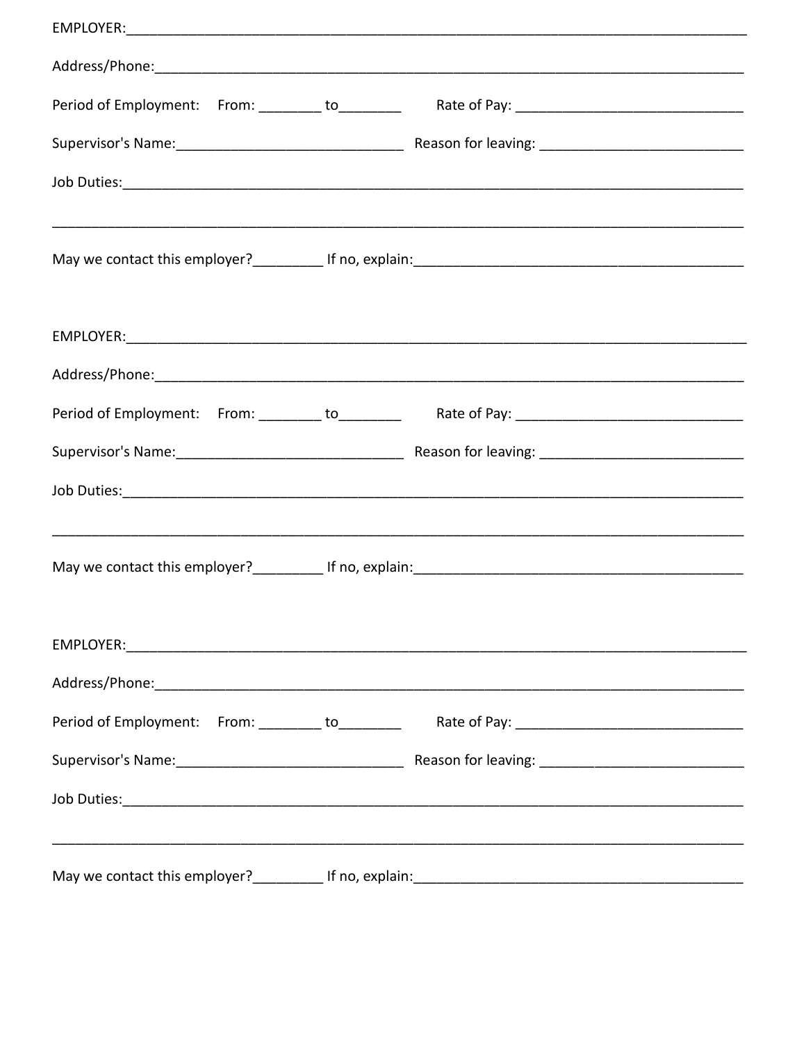EMPLOYER:______________________________________________________________________________

Address/Phone:__________________________________________________________________________

Period of Employment: From: ________ to________ Rate of Pay: _____________________________

Supervisor's Name:_____________________________ Reason for leaving: __________________________

Job Duties:_____________________________________________________________________________

________________________________________________________________________________________

May we contact this employer?_________ If no, explain:__________________________________________

EMPLOYER:______________________________________________________________________________

Address/Phone:__________________________________________________________________________

Period of Employment: From: ________ to________ Rate of Pay: _____________________________

Supervisor's Name:_____________________________ Reason for leaving: __________________________

Job Duties:_____________________________________________________________________________

________________________________________________________________________________________

May we contact this employer?_________ If no, explain:__________________________________________

EMPLOYER:______________________________________________________________________________

Address/Phone:__________________________________________________________________________

Period of Employment: From: ________ to________ Rate of Pay: _____________________________

Supervisor's Name:_____________________________ Reason for leaving: __________________________

Job Duties:_____________________________________________________________________________

________________________________________________________________________________________

May we contact this employer?_________ If no, explain:__________________________________________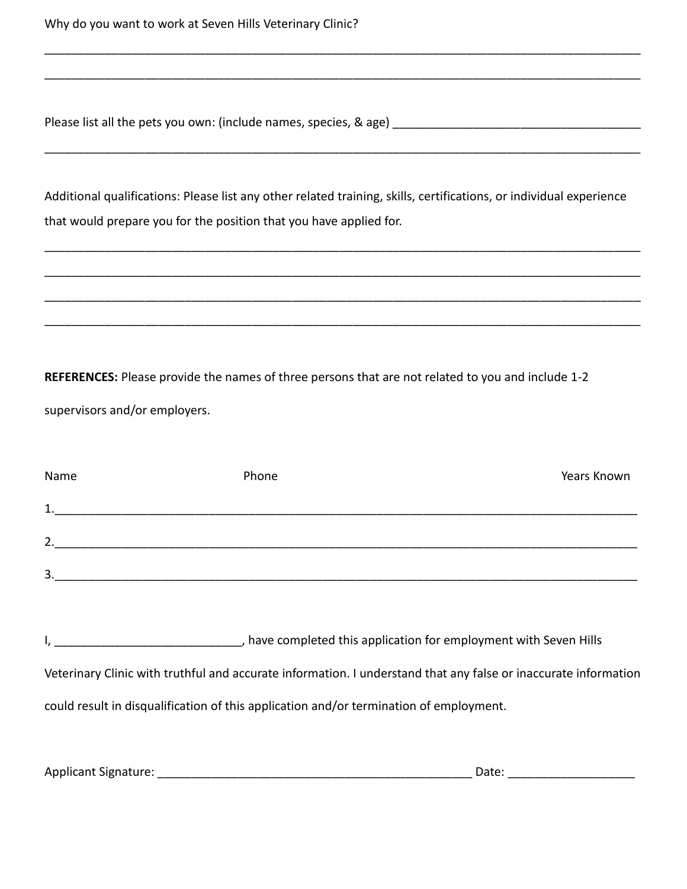Why do you want to work at Seven Hills Veterinary Clinic?

_______________________________________________________________________________________________

_______________________________________________________________________________________________

Please list all the pets you own: (include names, species, & age) _____________________________________

_______________________________________________________________________________________________

Additional qualifications: Please list any other related training, skills, certifications, or individual experience that would prepare you for the position that you have applied for.

_______________________________________________________________________________________________

_______________________________________________________________________________________________

_______________________________________________________________________________________________

_______________________________________________________________________________________________

**REFERENCES:** Please provide the names of three persons that are not related to you and include 1-2 supervisors and/or employers.

| Name | Phone | Years Known |
|---|---|---|
| 1.______________________ | ______________________ | ______________________ |
| 2.______________________ | ______________________ | ______________________ |
| 3.______________________ | ______________________ | ______________________ |

I, ____________________________, have completed this application for employment with Seven Hills Veterinary Clinic with truthful and accurate information. I understand that any false or inaccurate information could result in disqualification of this application and/or termination of employment.

Applicant Signature: _________________________________________________ Date: ___________________